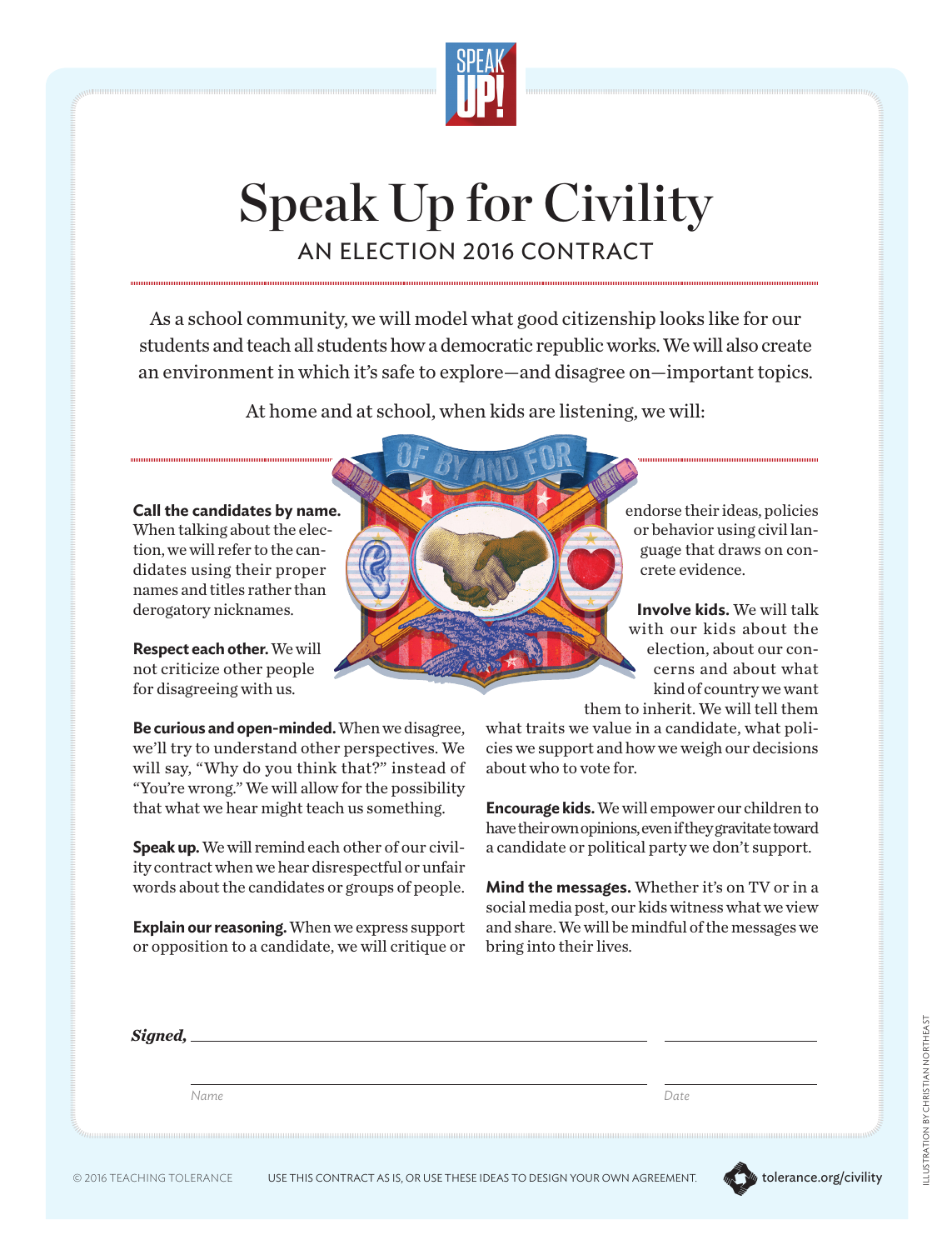SPEAK UP!

# Speak Up for Civility

## AN ELECTION 2016 CONTRACT

As a school community, we will model what good citizenship looks like for our students and teach all students how a democratic republic works. We will also create an environment in which it's safe to explore—and disagree on—important topics.

At home and at school, when kids are listening, we will:

**Call the candidates by name.** When talking about the election, we will refer to the candidates using their proper names and titles rather than derogatory nicknames.

**Respect each other.** We will not criticize other people for disagreeing with us.

**Be curious and open-minded.** When we disagree, we'll try to understand other perspectives. We will say, "Why do you think that?" instead of "You're wrong." We will allow for the possibility that what we hear might teach us something.

**Speak up.** We will remind each other of our civility contract when we hear disrespectful or unfair words about the candidates or groups of people.

**Explain our reasoning.** When we express support or opposition to a candidate, we will critique or endorse their ideas, policies or behavior using civil language that draws on concrete evidence.

**Involve kids.** We will talk with our kids about the election, about our concerns and about what kind of country we want them to inherit. We will tell them what traits we value in a candidate, what policies we support and how we weigh our decisions about who to vote for.

**Encourage kids.** We will empower our children to have their own opinions, even if they gravitate toward a candidate or political party we don't support.

**Mind the messages.** Whether it's on TV or in a social media post, our kids witness what we view and share. We will be mindful of the messages we bring into their lives.

*Signed,* ______________________________ ______________

______________________________ ______________

*Name* *Date*

© 2016 TEACHING TOLERANCE USE THIS CONTRACT AS IS, OR USE THESE IDEAS TO DESIGN YOUR OWN AGREEMENT. tolerance.org/civility

ILLUSTRATION BY CHRISTIAN NORTHEAST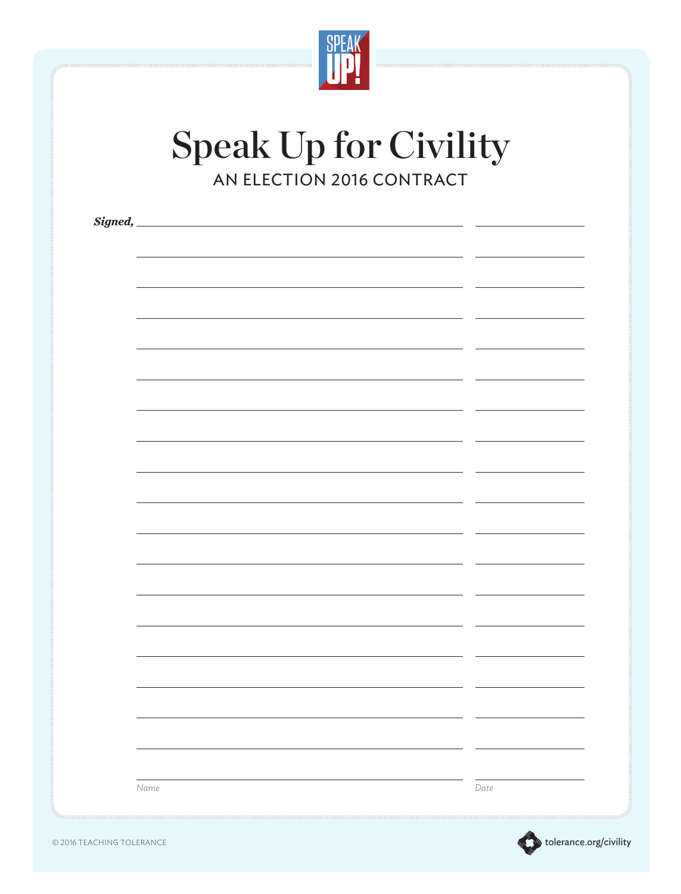SPEAK UP!

# Speak Up for Civility

## AN ELECTION 2016 CONTRACT

***Signed,*** ______________________________ ____________

______________________________ ____________

______________________________ ____________

______________________________ ____________

______________________________ ____________

______________________________ ____________

______________________________ ____________

______________________________ ____________

______________________________ ____________

______________________________ ____________

______________________________ ____________

______________________________ ____________

______________________________ ____________

______________________________ ____________

______________________________ ____________

______________________________ ____________

______________________________ ____________

______________________________ ____________

______________________________ ____________

*Name* *Date*

© 2016 TEACHING TOLERANCE

tolerance.org/civility